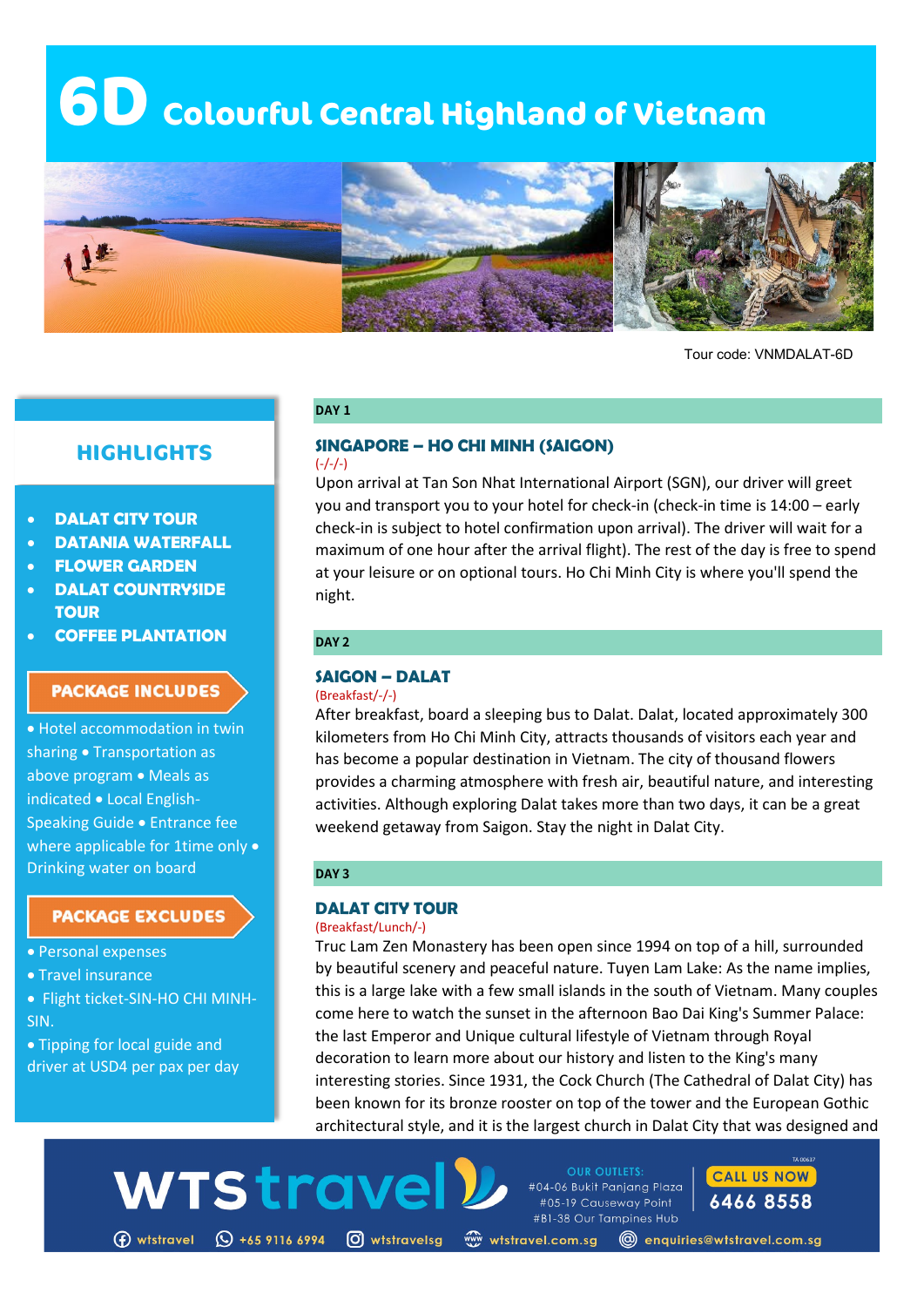# 6D Colourful Central Highland of Vietnam

Tour code: VNMDALAT-6D

## HIGHLIGHTS

- DALAT CITY TOUR
- DATANIA WATERFALL
- FLOWER GARDEN
- DALAT COUNTRYSIDE TOUR
- COFFEE PLANTATION

## PACKAGE INCLUDES

• Hotel accommodation in twin sharing • Transportation as above program • Meals as indicated • Local English-Speaking Guide • Entrance fee where applicable for 1time only • Drinking water on board

## PACKAGE EXCLUDES

• Personal expenses
• Travel insurance
• Flight ticket-SIN-HO CHI MINH-SIN.
• Tipping for local guide and driver at USD4 per pax per day

## DAY 1

### SINGAPORE – HO CHI MINH (SAIGON)

(-/-/-)

Upon arrival at Tan Son Nhat International Airport (SGN), our driver will greet you and transport you to your hotel for check-in (check-in time is 14:00 – early check-in is subject to hotel confirmation upon arrival). The driver will wait for a maximum of one hour after the arrival flight). The rest of the day is free to spend at your leisure or on optional tours. Ho Chi Minh City is where you'll spend the night.

## DAY 2

### SAIGON – DALAT

(Breakfast/-/-)

After breakfast, board a sleeping bus to Dalat. Dalat, located approximately 300 kilometers from Ho Chi Minh City, attracts thousands of visitors each year and has become a popular destination in Vietnam. The city of thousand flowers provides a charming atmosphere with fresh air, beautiful nature, and interesting activities. Although exploring Dalat takes more than two days, it can be a great weekend getaway from Saigon. Stay the night in Dalat City.

## DAY 3

### DALAT CITY TOUR

(Breakfast/Lunch/-)

Truc Lam Zen Monastery has been open since 1994 on top of a hill, surrounded by beautiful scenery and peaceful nature. Tuyen Lam Lake: As the name implies, this is a large lake with a few small islands in the south of Vietnam. Many couples come here to watch the sunset in the afternoon Bao Dai King's Summer Palace: the last Emperor and Unique cultural lifestyle of Vietnam through Royal decoration to learn more about our history and listen to the King's many interesting stories. Since 1931, the Cock Church (The Cathedral of Dalat City) has been known for its bronze rooster on top of the tower and the European Gothic architectural style, and it is the largest church in Dalat City that was designed and

WTS travel

OUR OUTLETS:
#04-06 Bukit Panjang Plaza
#05-19 Causeway Point
#B1-38 Our Tampines Hub

TA 00637

CALL US NOW
6466 8558

wtstravel | +65 9116 6994 | wtstravelsg | wtstravel.com.sg | enquiries@wtstravel.com.sg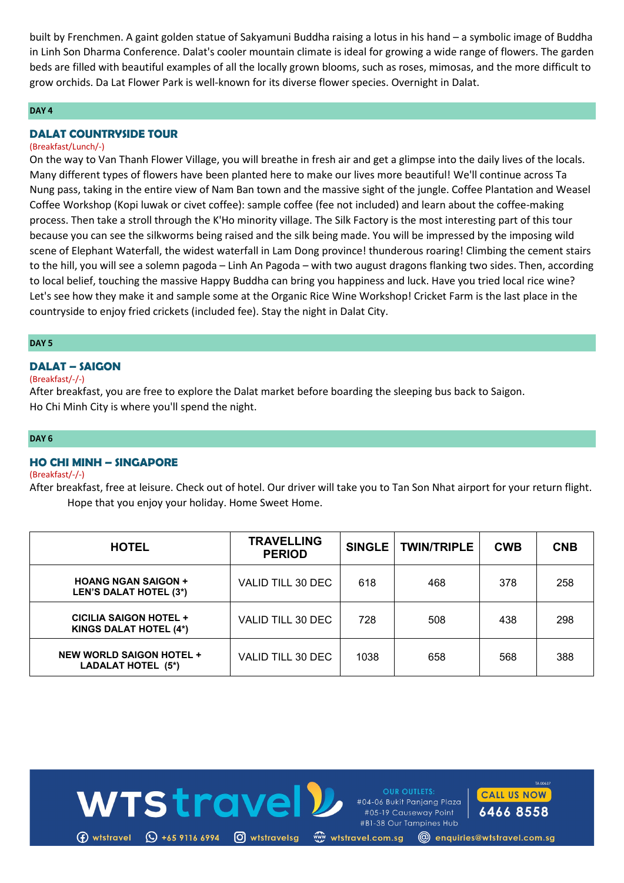built by Frenchmen. A gaint golden statue of Sakyamuni Buddha raising a lotus in his hand – a symbolic image of Buddha in Linh Son Dharma Conference. Dalat's cooler mountain climate is ideal for growing a wide range of flowers. The garden beds are filled with beautiful examples of all the locally grown blooms, such as roses, mimosas, and the more difficult to grow orchids. Da Lat Flower Park is well-known for its diverse flower species. Overnight in Dalat.

**DAY 4**

## DALAT COUNTRYSIDE TOUR

(Breakfast/Lunch/-)

On the way to Van Thanh Flower Village, you will breathe in fresh air and get a glimpse into the daily lives of the locals. Many different types of flowers have been planted here to make our lives more beautiful! We'll continue across Ta Nung pass, taking in the entire view of Nam Ban town and the massive sight of the jungle. Coffee Plantation and Weasel Coffee Workshop (Kopi luwak or civet coffee): sample coffee (fee not included) and learn about the coffee-making process. Then take a stroll through the K'Ho minority village. The Silk Factory is the most interesting part of this tour because you can see the silkworms being raised and the silk being made. You will be impressed by the imposing wild scene of Elephant Waterfall, the widest waterfall in Lam Dong province! thunderous roaring! Climbing the cement stairs to the hill, you will see a solemn pagoda – Linh An Pagoda – with two august dragons flanking two sides. Then, according to local belief, touching the massive Happy Buddha can bring you happiness and luck. Have you tried local rice wine? Let's see how they make it and sample some at the Organic Rice Wine Workshop! Cricket Farm is the last place in the countryside to enjoy fried crickets (included fee). Stay the night in Dalat City.

**DAY 5**

## DALAT – SAIGON

(Breakfast/-/-)

After breakfast, you are free to explore the Dalat market before boarding the sleeping bus back to Saigon.
Ho Chi Minh City is where you'll spend the night.

**DAY 6**

## HO CHI MINH – SINGAPORE

(Breakfast/-/-)

After breakfast, free at leisure. Check out of hotel. Our driver will take you to Tan Son Nhat airport for your return flight.
Hope that you enjoy your holiday. Home Sweet Home.

| HOTEL | TRAVELLING PERIOD | SINGLE | TWIN/TRIPLE | CWB | CNB |
|---|---|---|---|---|---|
| HOANG NGAN SAIGON + LEN'S DALAT HOTEL (3*) | VALID TILL 30 DEC | 618 | 468 | 378 | 258 |
| CICILIA SAIGON HOTEL + KINGS DALAT HOTEL (4*) | VALID TILL 30 DEC | 728 | 508 | 438 | 298 |
| NEW WORLD SAIGON HOTEL + LADALAT HOTEL (5*) | VALID TILL 30 DEC | 1038 | 658 | 568 | 388 |

WTS travel

OUR OUTLETS:
#04-06 Bukit Panjang Plaza
#05-19 Causeway Point
#B1-38 Our Tampines Hub

TA 00637

CALL US NOW
6466 8558

wtstravel | +65 9116 6994 | wtstravelsg | wtstravel.com.sg | enquiries@wtstravel.com.sg